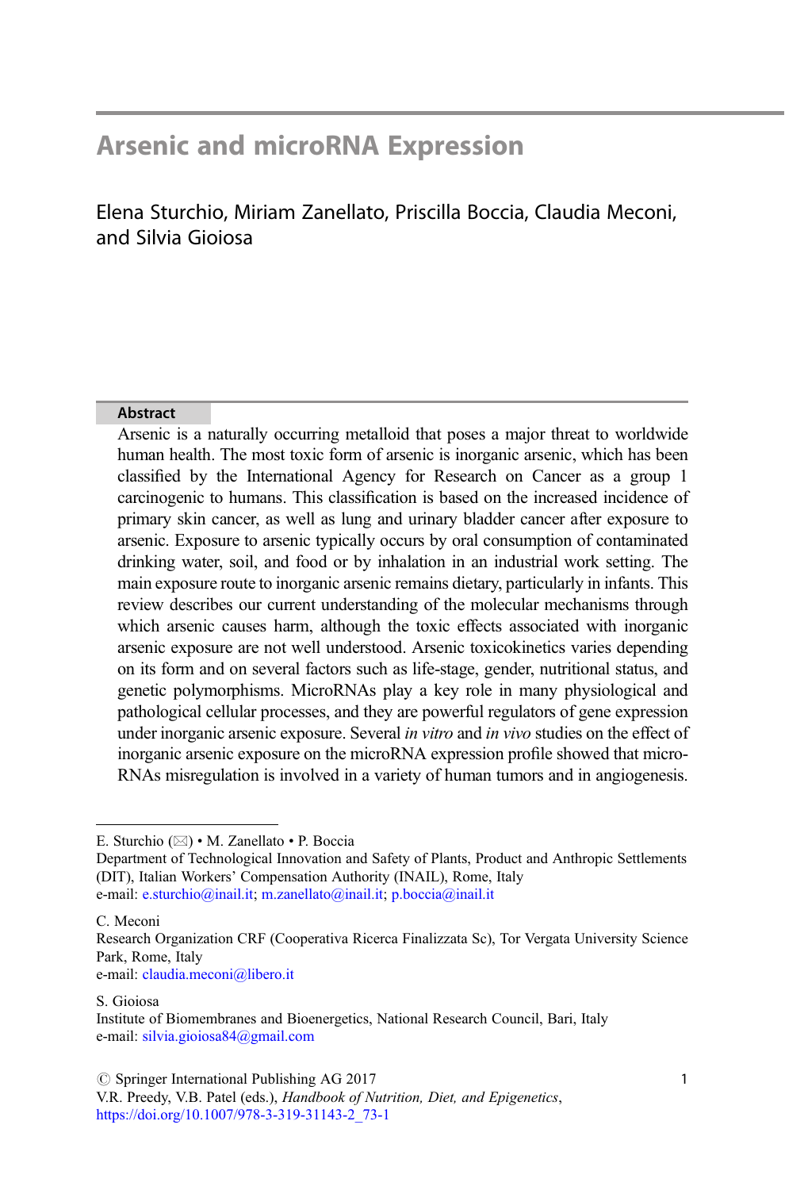# Arsenic and microRNA Expression

Elena Sturchio, Miriam Zanellato, Priscilla Boccia, Claudia Meconi, and Silvia Gioiosa

## Abstract

Arsenic is a naturally occurring metalloid that poses a major threat to worldwide human health. The most toxic form of arsenic is inorganic arsenic, which has been classified by the International Agency for Research on Cancer as a group 1 carcinogenic to humans. This classification is based on the increased incidence of primary skin cancer, as well as lung and urinary bladder cancer after exposure to arsenic. Exposure to arsenic typically occurs by oral consumption of contaminated drinking water, soil, and food or by inhalation in an industrial work setting. The main exposure route to inorganic arsenic remains dietary, particularly in infants. This review describes our current understanding of the molecular mechanisms through which arsenic causes harm, although the toxic effects associated with inorganic arsenic exposure are not well understood. Arsenic toxicokinetics varies depending on its form and on several factors such as life-stage, gender, nutritional status, and genetic polymorphisms. MicroRNAs play a key role in many physiological and pathological cellular processes, and they are powerful regulators of gene expression under inorganic arsenic exposure. Several *in vitro* and *in vivo* studies on the effect of inorganic arsenic exposure on the microRNA expression profile showed that microRNAs misregulation is involved in a variety of human tumors and in angiogenesis.

---

E. Sturchio (✉) • M. Zanellato • P. Boccia
Department of Technological Innovation and Safety of Plants, Product and Anthropic Settlements (DIT), Italian Workers' Compensation Authority (INAIL), Rome, Italy
e-mail: e.sturchio@inail.it; m.zanellato@inail.it; p.boccia@inail.it

C. Meconi
Research Organization CRF (Cooperativa Ricerca Finalizzata Sc), Tor Vergata University Science Park, Rome, Italy
e-mail: claudia.meconi@libero.it

S. Gioiosa
Institute of Biomembranes and Bioenergetics, National Research Council, Bari, Italy
e-mail: silvia.gioiosa84@gmail.com

© Springer International Publishing AG 2017
V.R. Preedy, V.B. Patel (eds.), *Handbook of Nutrition, Diet, and Epigenetics*,
https://doi.org/10.1007/978-3-319-31143-2_73-1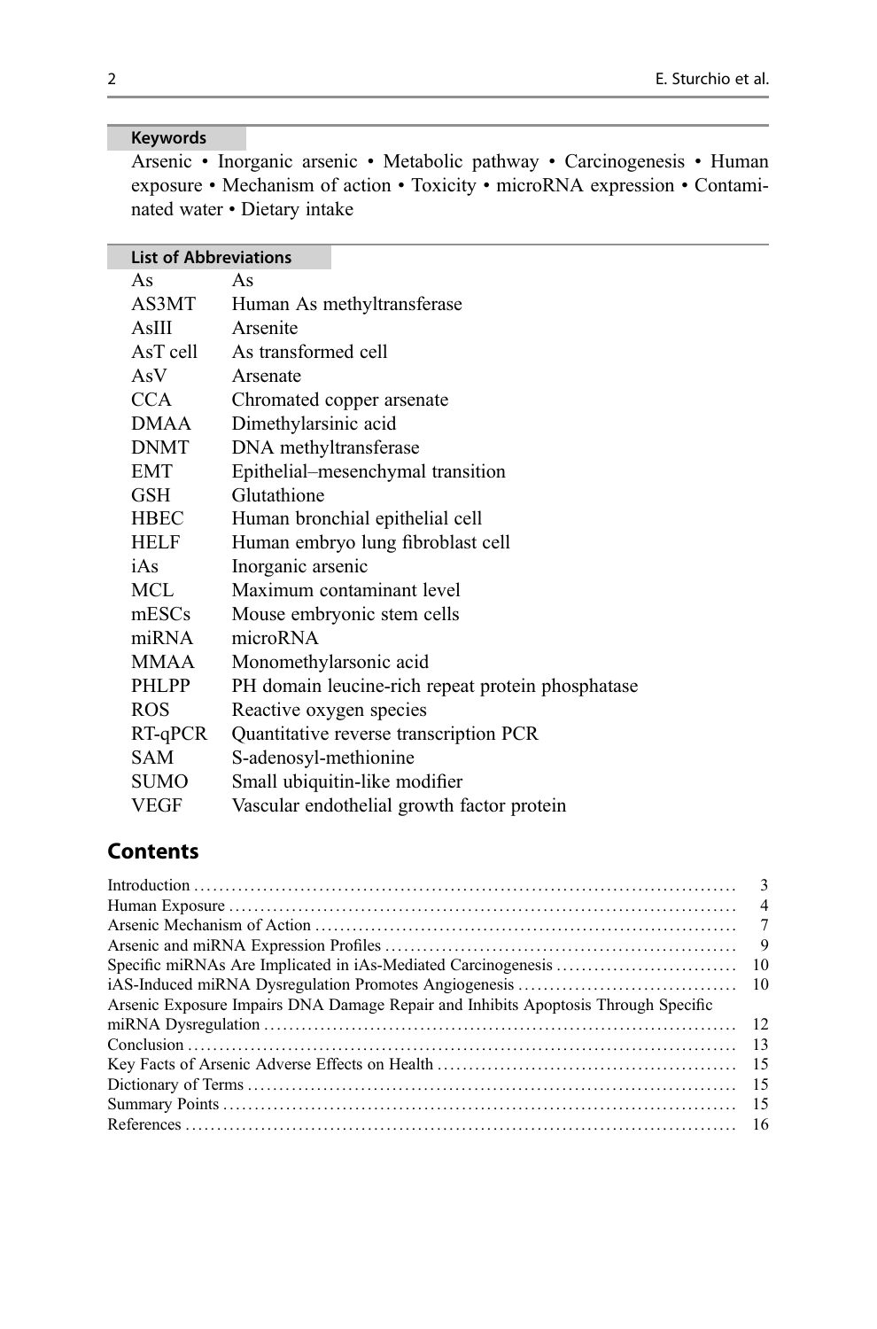**Keywords**

Arsenic • Inorganic arsenic • Metabolic pathway • Carcinogenesis • Human exposure • Mechanism of action • Toxicity • microRNA expression • Contaminated water • Dietary intake

**List of Abbreviations**

| | |
|---|---|
| As | As |
| AS3MT | Human As methyltransferase |
| AsIII | Arsenite |
| AsT cell | As transformed cell |
| AsV | Arsenate |
| CCA | Chromated copper arsenate |
| DMAA | Dimethylarsinic acid |
| DNMT | DNA methyltransferase |
| EMT | Epithelial–mesenchymal transition |
| GSH | Glutathione |
| HBEC | Human bronchial epithelial cell |
| HELF | Human embryo lung fibroblast cell |
| iAs | Inorganic arsenic |
| MCL | Maximum contaminant level |
| mESCs | Mouse embryonic stem cells |
| miRNA | microRNA |
| MMAA | Monomethylarsonic acid |
| PHLPP | PH domain leucine-rich repeat protein phosphatase |
| ROS | Reactive oxygen species |
| RT-qPCR | Quantitative reverse transcription PCR |
| SAM | S-adenosyl-methionine |
| SUMO | Small ubiquitin-like modifier |
| VEGF | Vascular endothelial growth factor protein |

## Contents

| | |
|---|---|
| Introduction | 3 |
| Human Exposure | 4 |
| Arsenic Mechanism of Action | 7 |
| Arsenic and miRNA Expression Profiles | 9 |
| Specific miRNAs Are Implicated in iAs-Mediated Carcinogenesis | 10 |
| iAS-Induced miRNA Dysregulation Promotes Angiogenesis | 10 |
| Arsenic Exposure Impairs DNA Damage Repair and Inhibits Apoptosis Through Specific miRNA Dysregulation | 12 |
| Conclusion | 13 |
| Key Facts of Arsenic Adverse Effects on Health | 15 |
| Dictionary of Terms | 15 |
| Summary Points | 15 |
| References | 16 |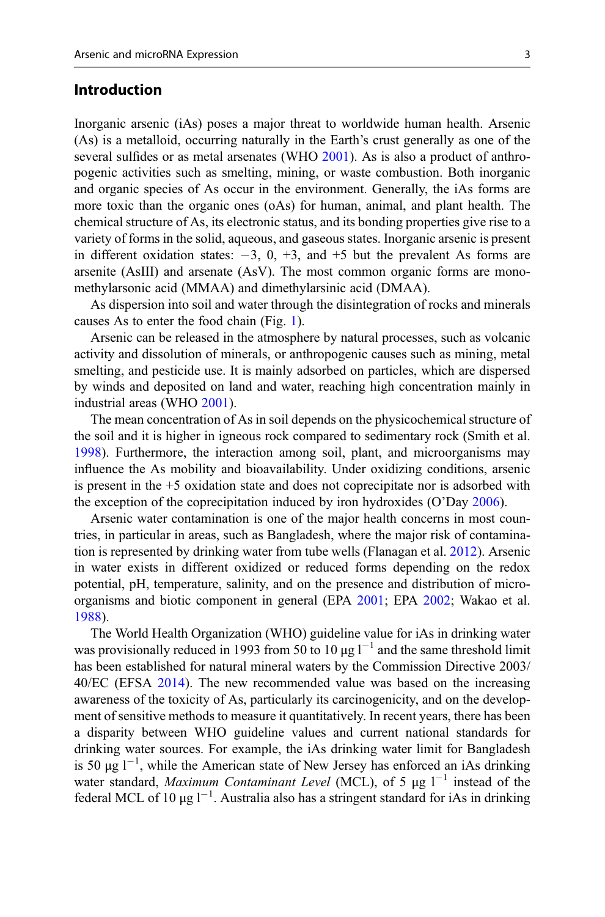## Introduction

Inorganic arsenic (iAs) poses a major threat to worldwide human health. Arsenic (As) is a metalloid, occurring naturally in the Earth's crust generally as one of the several sulfides or as metal arsenates (WHO 2001). As is also a product of anthropogenic activities such as smelting, mining, or waste combustion. Both inorganic and organic species of As occur in the environment. Generally, the iAs forms are more toxic than the organic ones (oAs) for human, animal, and plant health. The chemical structure of As, its electronic status, and its bonding properties give rise to a variety of forms in the solid, aqueous, and gaseous states. Inorganic arsenic is present in different oxidation states: −3, 0, +3, and +5 but the prevalent As forms are arsenite (AsIII) and arsenate (AsV). The most common organic forms are monomethylarsonic acid (MMAA) and dimethylarsinic acid (DMAA).

As dispersion into soil and water through the disintegration of rocks and minerals causes As to enter the food chain (Fig. 1).

Arsenic can be released in the atmosphere by natural processes, such as volcanic activity and dissolution of minerals, or anthropogenic causes such as mining, metal smelting, and pesticide use. It is mainly adsorbed on particles, which are dispersed by winds and deposited on land and water, reaching high concentration mainly in industrial areas (WHO 2001).

The mean concentration of As in soil depends on the physicochemical structure of the soil and it is higher in igneous rock compared to sedimentary rock (Smith et al. 1998). Furthermore, the interaction among soil, plant, and microorganisms may influence the As mobility and bioavailability. Under oxidizing conditions, arsenic is present in the +5 oxidation state and does not coprecipitate nor is adsorbed with the exception of the coprecipitation induced by iron hydroxides (O'Day 2006).

Arsenic water contamination is one of the major health concerns in most countries, in particular in areas, such as Bangladesh, where the major risk of contamination is represented by drinking water from tube wells (Flanagan et al. 2012). Arsenic in water exists in different oxidized or reduced forms depending on the redox potential, pH, temperature, salinity, and on the presence and distribution of microorganisms and biotic component in general (EPA 2001; EPA 2002; Wakao et al. 1988).

The World Health Organization (WHO) guideline value for iAs in drinking water was provisionally reduced in 1993 from 50 to 10 $\mu g\ l^{-1}$ and the same threshold limit has been established for natural mineral waters by the Commission Directive 2003/40/EC (EFSA 2014). The new recommended value was based on the increasing awareness of the toxicity of As, particularly its carcinogenicity, and on the development of sensitive methods to measure it quantitatively. In recent years, there has been a disparity between WHO guideline values and current national standards for drinking water sources. For example, the iAs drinking water limit for Bangladesh is 50 $\mu g\ l^{-1}$, while the American state of New Jersey has enforced an iAs drinking water standard, *Maximum Contaminant Level* (MCL), of 5 $\mu g\ l^{-1}$ instead of the federal MCL of 10 $\mu g\ l^{-1}$. Australia also has a stringent standard for iAs in drinking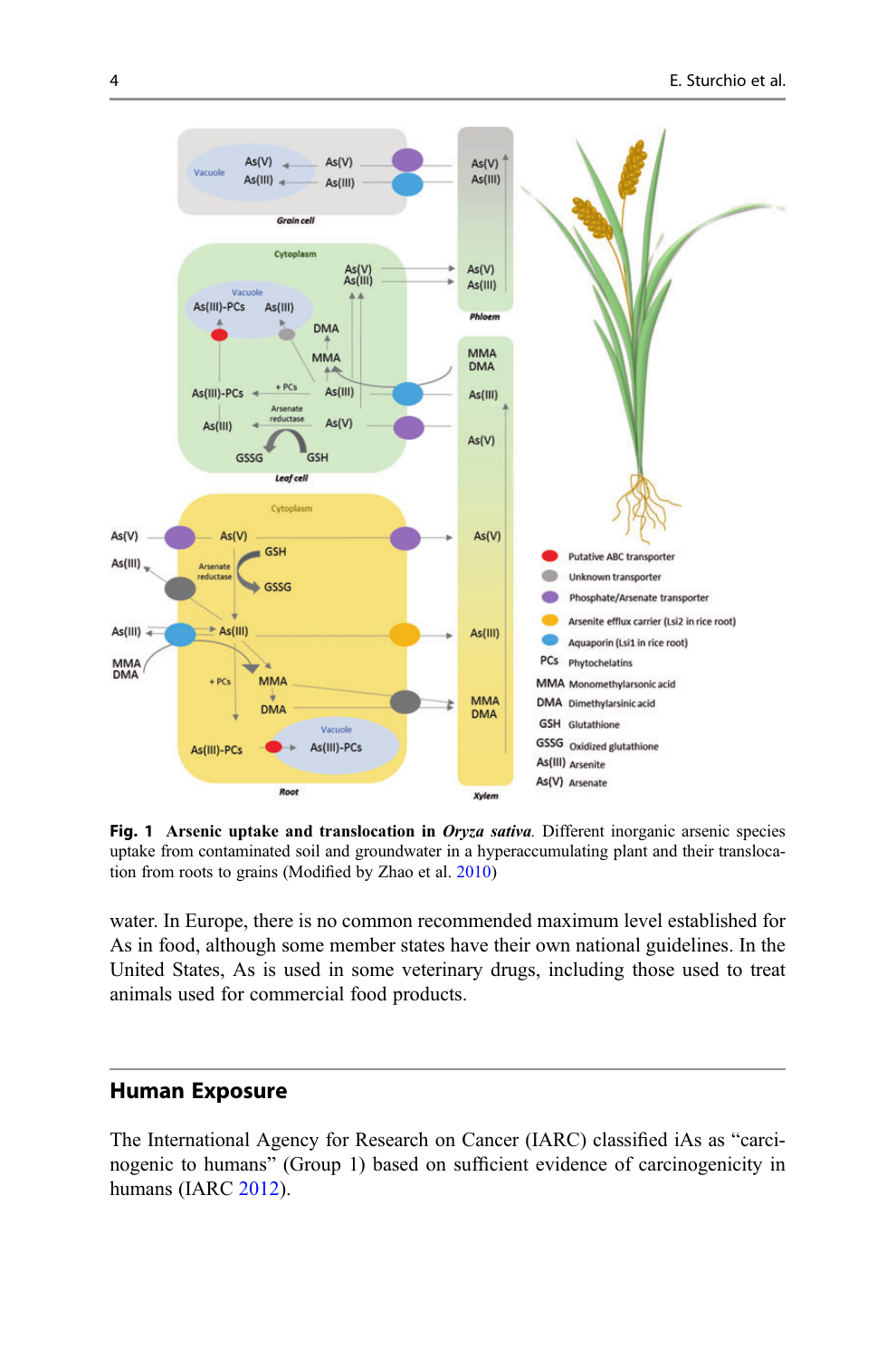**Fig. 1** **Arsenic uptake and translocation in *Oryza sativa*.** Different inorganic arsenic species uptake from contaminated soil and groundwater in a hyperaccumulating plant and their translocation from roots to grains (Modified by Zhao et al. 2010)

water. In Europe, there is no common recommended maximum level established for As in food, although some member states have their own national guidelines. In the United States, As is used in some veterinary drugs, including those used to treat animals used for commercial food products.

## Human Exposure

The International Agency for Research on Cancer (IARC) classified iAs as "carcinogenic to humans" (Group 1) based on sufficient evidence of carcinogenicity in humans (IARC 2012).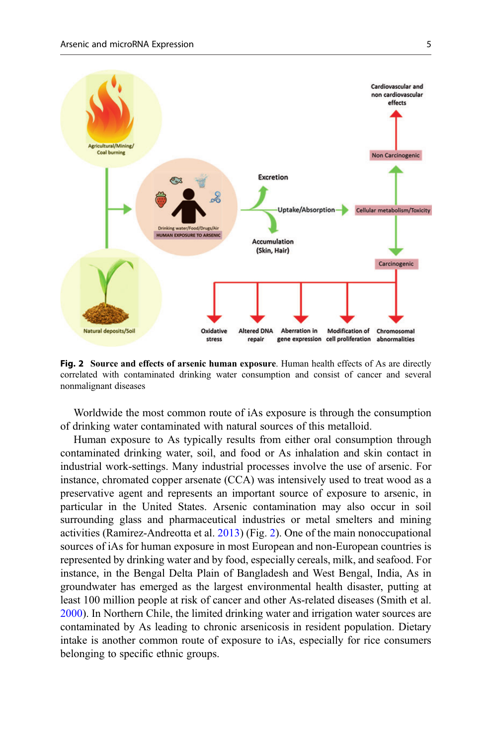**Fig. 2 Source and effects of arsenic human exposure**. Human health effects of As are directly correlated with contaminated drinking water consumption and consist of cancer and several nonmalignant diseases

Worldwide the most common route of iAs exposure is through the consumption of drinking water contaminated with natural sources of this metalloid.

Human exposure to As typically results from either oral consumption through contaminated drinking water, soil, and food or As inhalation and skin contact in industrial work-settings. Many industrial processes involve the use of arsenic. For instance, chromated copper arsenate (CCA) was intensively used to treat wood as a preservative agent and represents an important source of exposure to arsenic, in particular in the United States. Arsenic contamination may also occur in soil surrounding glass and pharmaceutical industries or metal smelters and mining activities (Ramirez-Andreotta et al. 2013) (Fig. 2). One of the main nonoccupational sources of iAs for human exposure in most European and non-European countries is represented by drinking water and by food, especially cereals, milk, and seafood. For instance, in the Bengal Delta Plain of Bangladesh and West Bengal, India, As in groundwater has emerged as the largest environmental health disaster, putting at least 100 million people at risk of cancer and other As-related diseases (Smith et al. 2000). In Northern Chile, the limited drinking water and irrigation water sources are contaminated by As leading to chronic arsenicosis in resident population. Dietary intake is another common route of exposure to iAs, especially for rice consumers belonging to specific ethnic groups.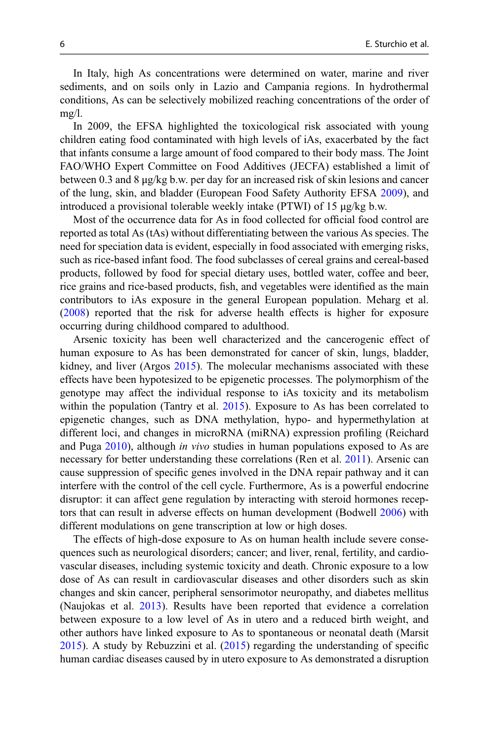In Italy, high As concentrations were determined on water, marine and river sediments, and on soils only in Lazio and Campania regions. In hydrothermal conditions, As can be selectively mobilized reaching concentrations of the order of mg/l.

In 2009, the EFSA highlighted the toxicological risk associated with young children eating food contaminated with high levels of iAs, exacerbated by the fact that infants consume a large amount of food compared to their body mass. The Joint FAO/WHO Expert Committee on Food Additives (JECFA) established a limit of between 0.3 and 8 μg/kg b.w. per day for an increased risk of skin lesions and cancer of the lung, skin, and bladder (European Food Safety Authority EFSA 2009), and introduced a provisional tolerable weekly intake (PTWI) of 15 μg/kg b.w.

Most of the occurrence data for As in food collected for official food control are reported as total As (tAs) without differentiating between the various As species. The need for speciation data is evident, especially in food associated with emerging risks, such as rice-based infant food. The food subclasses of cereal grains and cereal-based products, followed by food for special dietary uses, bottled water, coffee and beer, rice grains and rice-based products, fish, and vegetables were identified as the main contributors to iAs exposure in the general European population. Meharg et al. (2008) reported that the risk for adverse health effects is higher for exposure occurring during childhood compared to adulthood.

Arsenic toxicity has been well characterized and the cancerogenic effect of human exposure to As has been demonstrated for cancer of skin, lungs, bladder, kidney, and liver (Argos 2015). The molecular mechanisms associated with these effects have been hypotesized to be epigenetic processes. The polymorphism of the genotype may affect the individual response to iAs toxicity and its metabolism within the population (Tantry et al. 2015). Exposure to As has been correlated to epigenetic changes, such as DNA methylation, hypo- and hypermethylation at different loci, and changes in microRNA (miRNA) expression profiling (Reichard and Puga 2010), although *in vivo* studies in human populations exposed to As are necessary for better understanding these correlations (Ren et al. 2011). Arsenic can cause suppression of specific genes involved in the DNA repair pathway and it can interfere with the control of the cell cycle. Furthermore, As is a powerful endocrine disruptor: it can affect gene regulation by interacting with steroid hormones receptors that can result in adverse effects on human development (Bodwell 2006) with different modulations on gene transcription at low or high doses.

The effects of high-dose exposure to As on human health include severe consequences such as neurological disorders; cancer; and liver, renal, fertility, and cardiovascular diseases, including systemic toxicity and death. Chronic exposure to a low dose of As can result in cardiovascular diseases and other disorders such as skin changes and skin cancer, peripheral sensorimotor neuropathy, and diabetes mellitus (Naujokas et al. 2013). Results have been reported that evidence a correlation between exposure to a low level of As in utero and a reduced birth weight, and other authors have linked exposure to As to spontaneous or neonatal death (Marsit 2015). A study by Rebuzzini et al. (2015) regarding the understanding of specific human cardiac diseases caused by in utero exposure to As demonstrated a disruption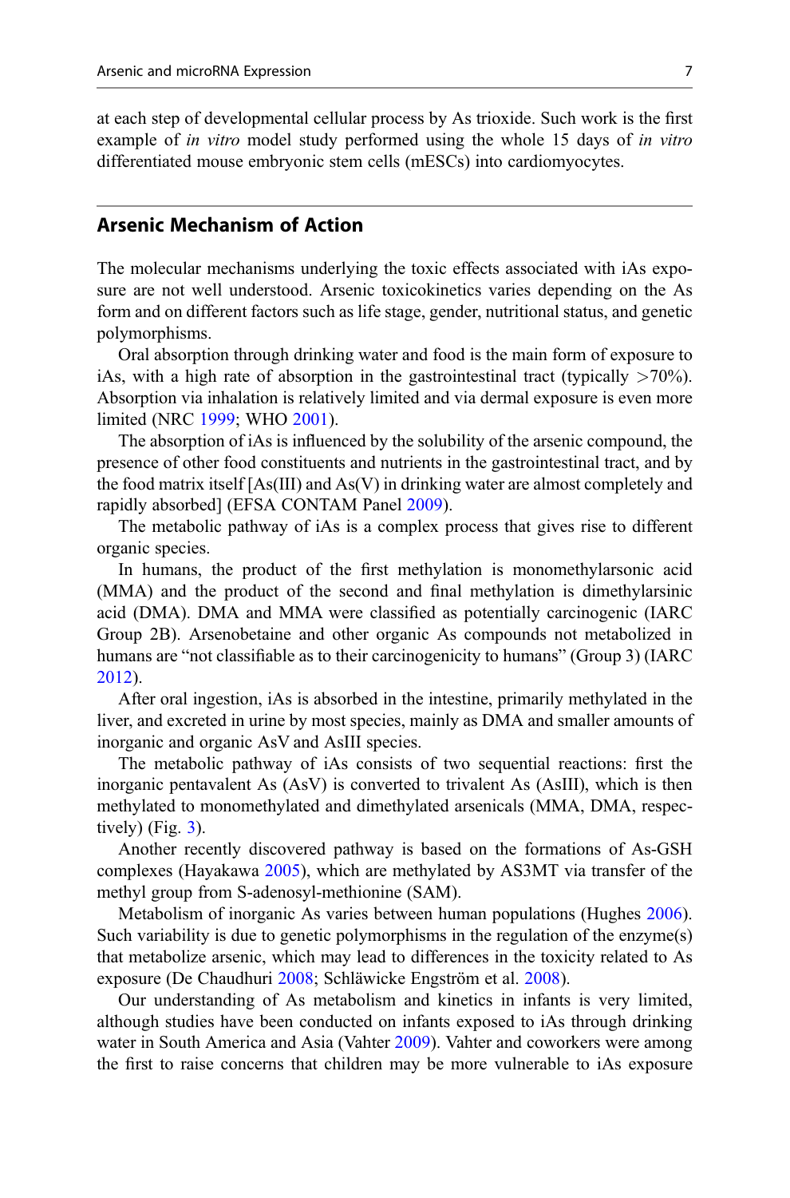at each step of developmental cellular process by As trioxide. Such work is the first example of *in vitro* model study performed using the whole 15 days of *in vitro* differentiated mouse embryonic stem cells (mESCs) into cardiomyocytes.

## Arsenic Mechanism of Action

The molecular mechanisms underlying the toxic effects associated with iAs exposure are not well understood. Arsenic toxicokinetics varies depending on the As form and on different factors such as life stage, gender, nutritional status, and genetic polymorphisms.

Oral absorption through drinking water and food is the main form of exposure to iAs, with a high rate of absorption in the gastrointestinal tract (typically >70%). Absorption via inhalation is relatively limited and via dermal exposure is even more limited (NRC 1999; WHO 2001).

The absorption of iAs is influenced by the solubility of the arsenic compound, the presence of other food constituents and nutrients in the gastrointestinal tract, and by the food matrix itself [As(III) and As(V) in drinking water are almost completely and rapidly absorbed] (EFSA CONTAM Panel 2009).

The metabolic pathway of iAs is a complex process that gives rise to different organic species.

In humans, the product of the first methylation is monomethylarsonic acid (MMA) and the product of the second and final methylation is dimethylarsinic acid (DMA). DMA and MMA were classified as potentially carcinogenic (IARC Group 2B). Arsenobetaine and other organic As compounds not metabolized in humans are "not classifiable as to their carcinogenicity to humans" (Group 3) (IARC 2012).

After oral ingestion, iAs is absorbed in the intestine, primarily methylated in the liver, and excreted in urine by most species, mainly as DMA and smaller amounts of inorganic and organic AsV and AsIII species.

The metabolic pathway of iAs consists of two sequential reactions: first the inorganic pentavalent As (AsV) is converted to trivalent As (AsIII), which is then methylated to monomethylated and dimethylated arsenicals (MMA, DMA, respectively) (Fig. 3).

Another recently discovered pathway is based on the formations of As-GSH complexes (Hayakawa 2005), which are methylated by AS3MT via transfer of the methyl group from S-adenosyl-methionine (SAM).

Metabolism of inorganic As varies between human populations (Hughes 2006). Such variability is due to genetic polymorphisms in the regulation of the enzyme(s) that metabolize arsenic, which may lead to differences in the toxicity related to As exposure (De Chaudhuri 2008; Schläwicke Engström et al. 2008).

Our understanding of As metabolism and kinetics in infants is very limited, although studies have been conducted on infants exposed to iAs through drinking water in South America and Asia (Vahter 2009). Vahter and coworkers were among the first to raise concerns that children may be more vulnerable to iAs exposure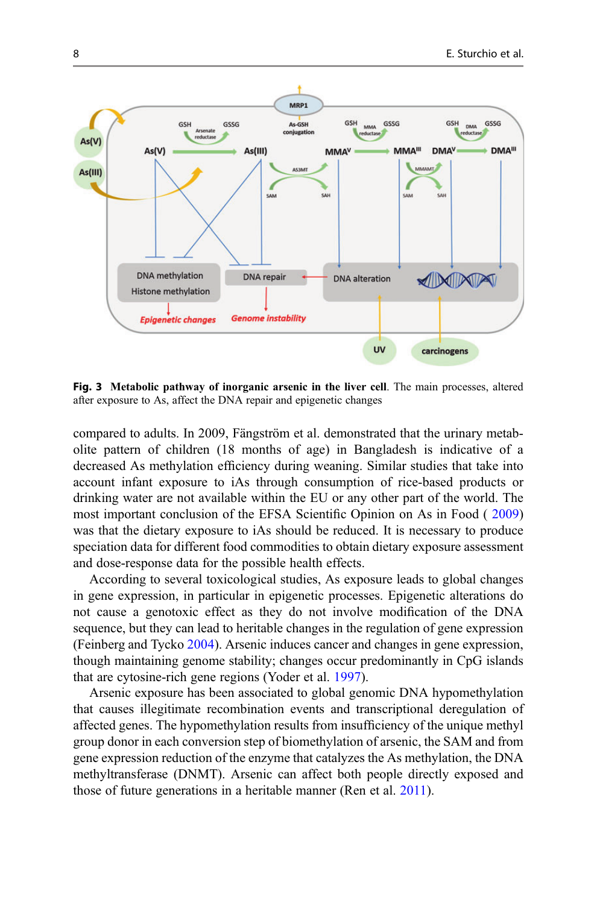**Fig. 3** **Metabolic pathway of inorganic arsenic in the liver cell**. The main processes, altered after exposure to As, affect the DNA repair and epigenetic changes

compared to adults. In 2009, Fängström et al. demonstrated that the urinary metabolite pattern of children (18 months of age) in Bangladesh is indicative of a decreased As methylation efficiency during weaning. Similar studies that take into account infant exposure to iAs through consumption of rice-based products or drinking water are not available within the EU or any other part of the world. The most important conclusion of the EFSA Scientific Opinion on As in Food ( 2009) was that the dietary exposure to iAs should be reduced. It is necessary to produce speciation data for different food commodities to obtain dietary exposure assessment and dose-response data for the possible health effects.

According to several toxicological studies, As exposure leads to global changes in gene expression, in particular in epigenetic processes. Epigenetic alterations do not cause a genotoxic effect as they do not involve modification of the DNA sequence, but they can lead to heritable changes in the regulation of gene expression (Feinberg and Tycko 2004). Arsenic induces cancer and changes in gene expression, though maintaining genome stability; changes occur predominantly in CpG islands that are cytosine-rich gene regions (Yoder et al. 1997).

Arsenic exposure has been associated to global genomic DNA hypomethylation that causes illegitimate recombination events and transcriptional deregulation of affected genes. The hypomethylation results from insufficiency of the unique methyl group donor in each conversion step of biomethylation of arsenic, the SAM and from gene expression reduction of the enzyme that catalyzes the As methylation, the DNA methyltransferase (DNMT). Arsenic can affect both people directly exposed and those of future generations in a heritable manner (Ren et al. 2011).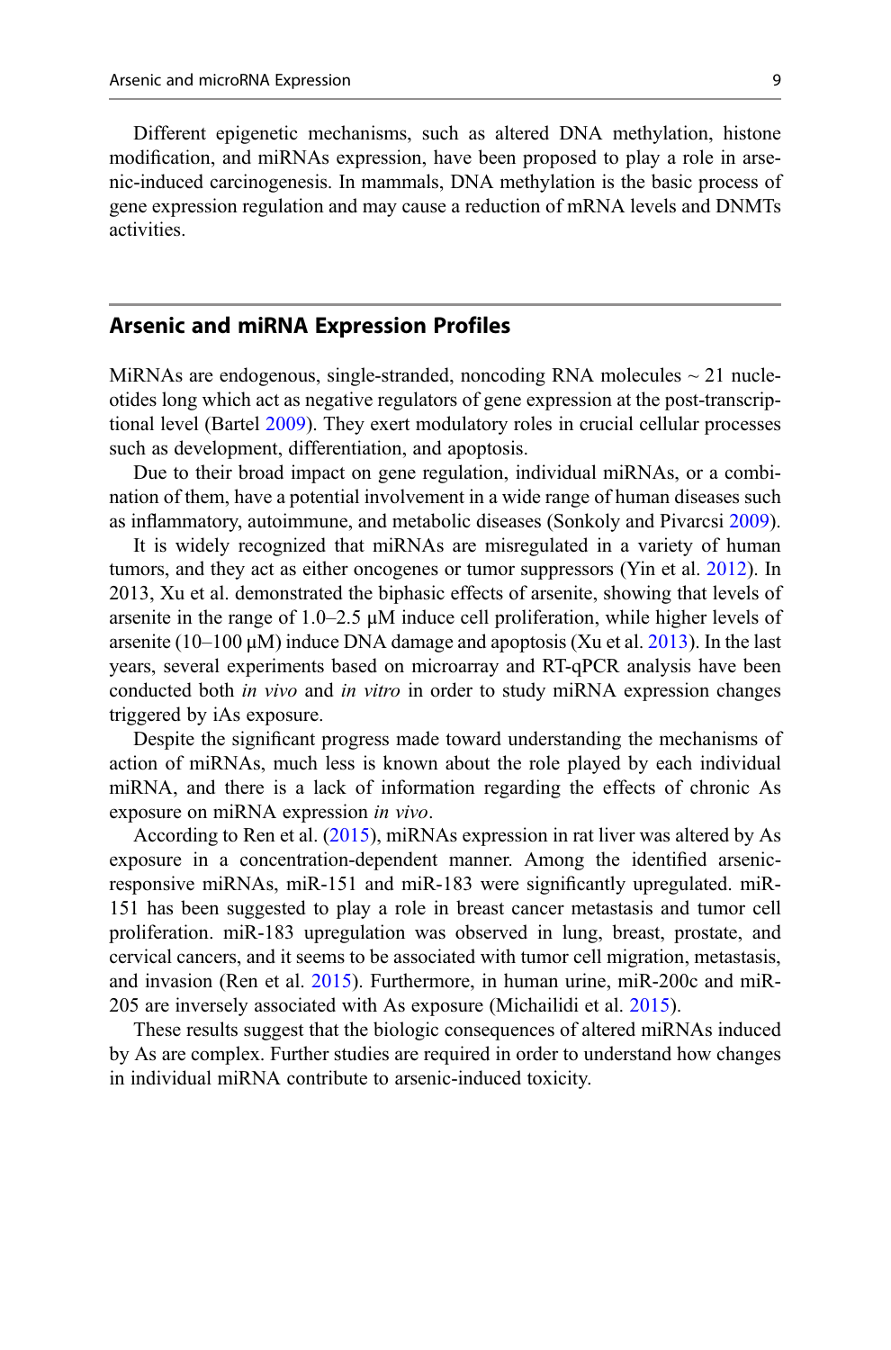Different epigenetic mechanisms, such as altered DNA methylation, histone modification, and miRNAs expression, have been proposed to play a role in arsenic-induced carcinogenesis. In mammals, DNA methylation is the basic process of gene expression regulation and may cause a reduction of mRNA levels and DNMTs activities.

## Arsenic and miRNA Expression Profiles

MiRNAs are endogenous, single-stranded, noncoding RNA molecules ~ 21 nucleotides long which act as negative regulators of gene expression at the post-transcriptional level (Bartel 2009). They exert modulatory roles in crucial cellular processes such as development, differentiation, and apoptosis.

Due to their broad impact on gene regulation, individual miRNAs, or a combination of them, have a potential involvement in a wide range of human diseases such as inflammatory, autoimmune, and metabolic diseases (Sonkoly and Pivarcsi 2009).

It is widely recognized that miRNAs are misregulated in a variety of human tumors, and they act as either oncogenes or tumor suppressors (Yin et al. 2012). In 2013, Xu et al. demonstrated the biphasic effects of arsenite, showing that levels of arsenite in the range of 1.0–2.5 μM induce cell proliferation, while higher levels of arsenite (10–100 μM) induce DNA damage and apoptosis (Xu et al. 2013). In the last years, several experiments based on microarray and RT-qPCR analysis have been conducted both *in vivo* and *in vitro* in order to study miRNA expression changes triggered by iAs exposure.

Despite the significant progress made toward understanding the mechanisms of action of miRNAs, much less is known about the role played by each individual miRNA, and there is a lack of information regarding the effects of chronic As exposure on miRNA expression *in vivo*.

According to Ren et al. (2015), miRNAs expression in rat liver was altered by As exposure in a concentration-dependent manner. Among the identified arsenic-responsive miRNAs, miR-151 and miR-183 were significantly upregulated. miR-151 has been suggested to play a role in breast cancer metastasis and tumor cell proliferation. miR-183 upregulation was observed in lung, breast, prostate, and cervical cancers, and it seems to be associated with tumor cell migration, metastasis, and invasion (Ren et al. 2015). Furthermore, in human urine, miR-200c and miR-205 are inversely associated with As exposure (Michailidi et al. 2015).

These results suggest that the biologic consequences of altered miRNAs induced by As are complex. Further studies are required in order to understand how changes in individual miRNA contribute to arsenic-induced toxicity.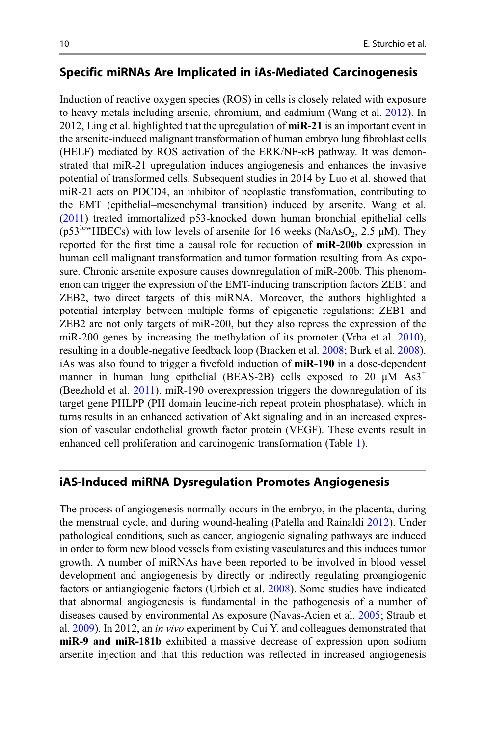## Specific miRNAs Are Implicated in iAs-Mediated Carcinogenesis

Induction of reactive oxygen species (ROS) in cells is closely related with exposure to heavy metals including arsenic, chromium, and cadmium (Wang et al. 2012). In 2012, Ling et al. highlighted that the upregulation of **miR-21** is an important event in the arsenite-induced malignant transformation of human embryo lung fibroblast cells (HELF) mediated by ROS activation of the ERK/NF-κB pathway. It was demonstrated that miR-21 upregulation induces angiogenesis and enhances the invasive potential of transformed cells. Subsequent studies in 2014 by Luo et al. showed that miR-21 acts on PDCD4, an inhibitor of neoplastic transformation, contributing to the EMT (epithelial–mesenchymal transition) induced by arsenite. Wang et al. (2011) treated immortalized p53-knocked down human bronchial epithelial cells ($p53^{low}$HBECs) with low levels of arsenite for 16 weeks ($NaAsO_2$, 2.5 μM). They reported for the first time a causal role for reduction of **miR-200b** expression in human cell malignant transformation and tumor formation resulting from As exposure. Chronic arsenite exposure causes downregulation of miR-200b. This phenomenon can trigger the expression of the EMT-inducing transcription factors ZEB1 and ZEB2, two direct targets of this miRNA. Moreover, the authors highlighted a potential interplay between multiple forms of epigenetic regulations: ZEB1 and ZEB2 are not only targets of miR-200, but they also repress the expression of the miR-200 genes by increasing the methylation of its promoter (Vrba et al. 2010), resulting in a double-negative feedback loop (Bracken et al. 2008; Burk et al. 2008). iAs was also found to trigger a fivefold induction of **miR-190** in a dose-dependent manner in human lung epithelial (BEAS-2B) cells exposed to 20 μM $As3^+$ (Beezhold et al. 2011). miR-190 overexpression triggers the downregulation of its target gene PHLPP (PH domain leucine-rich repeat protein phosphatase), which in turns results in an enhanced activation of Akt signaling and in an increased expression of vascular endothelial growth factor protein (VEGF). These events result in enhanced cell proliferation and carcinogenic transformation (Table 1).

## iAS-Induced miRNA Dysregulation Promotes Angiogenesis

The process of angiogenesis normally occurs in the embryo, in the placenta, during the menstrual cycle, and during wound-healing (Patella and Rainaldi 2012). Under pathological conditions, such as cancer, angiogenic signaling pathways are induced in order to form new blood vessels from existing vasculatures and this induces tumor growth. A number of miRNAs have been reported to be involved in blood vessel development and angiogenesis by directly or indirectly regulating proangiogenic factors or antiangiogenic factors (Urbich et al. 2008). Some studies have indicated that abnormal angiogenesis is fundamental in the pathogenesis of a number of diseases caused by environmental As exposure (Navas-Acien et al. 2005; Straub et al. 2009). In 2012, an *in vivo* experiment by Cui Y. and colleagues demonstrated that **miR-9 and miR-181b** exhibited a massive decrease of expression upon sodium arsenite injection and that this reduction was reflected in increased angiogenesis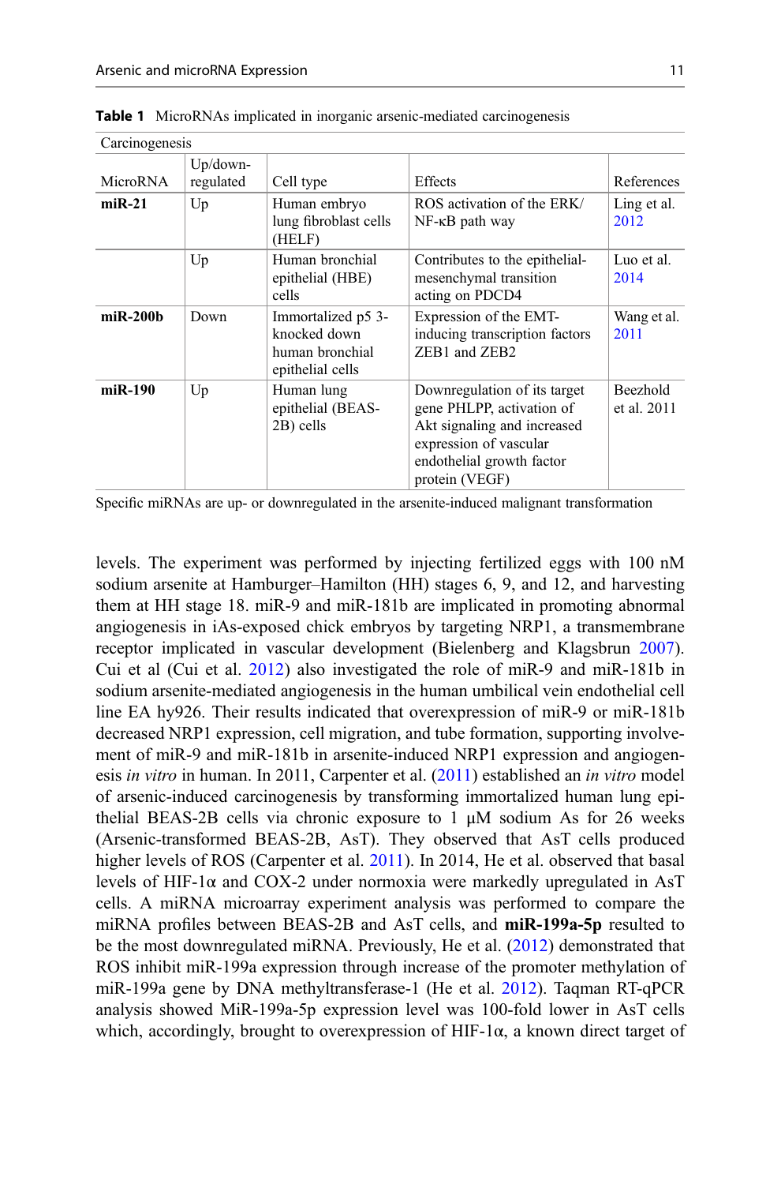**Table 1** MicroRNAs implicated in inorganic arsenic-mediated carcinogenesis

| Carcinogenesis | | | | |
|---|---|---|---|---|
| MicroRNA | Up/down-regulated | Cell type | Effects | References |
| **miR-21** | Up | Human embryo lung fibroblast cells (HELF) | ROS activation of the ERK/NF-κB path way | Ling et al. 2012 |
| | Up | Human bronchial epithelial (HBE) cells | Contributes to the epithelial-mesenchymal transition acting on PDCD4 | Luo et al. 2014 |
| **miR-200b** | Down | Immortalized p5 3-knocked down human bronchial epithelial cells | Expression of the EMT-inducing transcription factors ZEB1 and ZEB2 | Wang et al. 2011 |
| **miR-190** | Up | Human lung epithelial (BEAS-2B) cells | Downregulation of its target gene PHLPP, activation of Akt signaling and increased expression of vascular endothelial growth factor protein (VEGF) | Beezhold et al. 2011 |

Specific miRNAs are up- or downregulated in the arsenite-induced malignant transformation

levels. The experiment was performed by injecting fertilized eggs with 100 nM sodium arsenite at Hamburger–Hamilton (HH) stages 6, 9, and 12, and harvesting them at HH stage 18. miR-9 and miR-181b are implicated in promoting abnormal angiogenesis in iAs-exposed chick embryos by targeting NRP1, a transmembrane receptor implicated in vascular development (Bielenberg and Klagsbrun 2007). Cui et al (Cui et al. 2012) also investigated the role of miR-9 and miR-181b in sodium arsenite-mediated angiogenesis in the human umbilical vein endothelial cell line EA hy926. Their results indicated that overexpression of miR-9 or miR-181b decreased NRP1 expression, cell migration, and tube formation, supporting involvement of miR-9 and miR-181b in arsenite-induced NRP1 expression and angiogenesis *in vitro* in human. In 2011, Carpenter et al. (2011) established an *in vitro* model of arsenic-induced carcinogenesis by transforming immortalized human lung epithelial BEAS-2B cells via chronic exposure to 1 μM sodium As for 26 weeks (Arsenic-transformed BEAS-2B, AsT). They observed that AsT cells produced higher levels of ROS (Carpenter et al. 2011). In 2014, He et al. observed that basal levels of HIF-1α and COX-2 under normoxia were markedly upregulated in AsT cells. A miRNA microarray experiment analysis was performed to compare the miRNA profiles between BEAS-2B and AsT cells, and **miR-199a-5p** resulted to be the most downregulated miRNA. Previously, He et al. (2012) demonstrated that ROS inhibit miR-199a expression through increase of the promoter methylation of miR-199a gene by DNA methyltransferase-1 (He et al. 2012). Taqman RT-qPCR analysis showed MiR-199a-5p expression level was 100-fold lower in AsT cells which, accordingly, brought to overexpression of HIF-1α, a known direct target of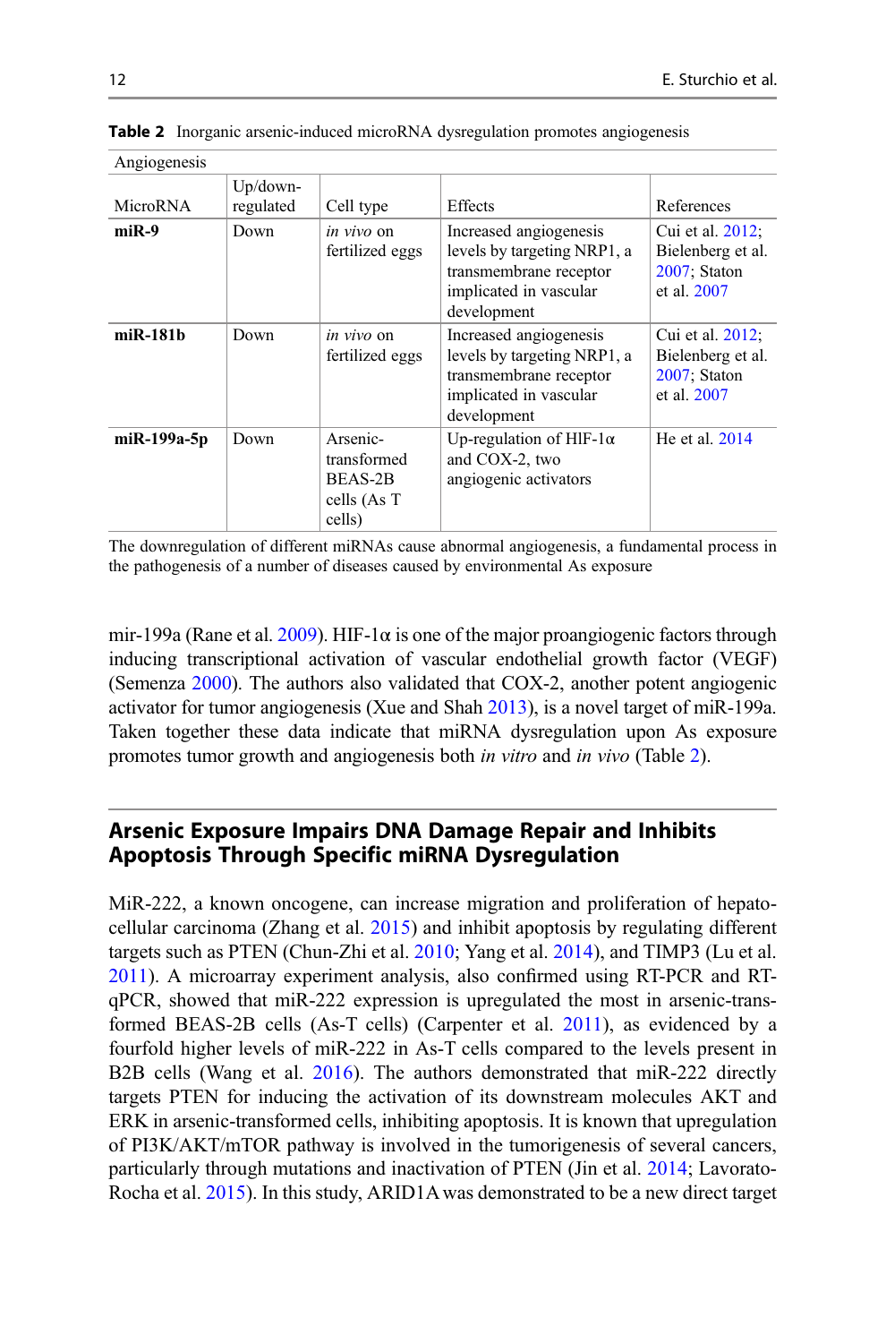**Table 2** Inorganic arsenic-induced microRNA dysregulation promotes angiogenesis

| Angiogenesis | | | | |
|---|---|---|---|---|
| MicroRNA | Up/down-regulated | Cell type | Effects | References |
| **miR-9** | Down | *in vivo* on fertilized eggs | Increased angiogenesis levels by targeting NRP1, a transmembrane receptor implicated in vascular development | Cui et al. 2012; Bielenberg et al. 2007; Staton et al. 2007 |
| **miR-181b** | Down | *in vivo* on fertilized eggs | Increased angiogenesis levels by targeting NRP1, a transmembrane receptor implicated in vascular development | Cui et al. 2012; Bielenberg et al. 2007; Staton et al. 2007 |
| **miR-199a-5p** | Down | Arsenic-transformed BEAS-2B cells (As T cells) | Up-regulation of HIF-1α and COX-2, two angiogenic activators | He et al. 2014 |

The downregulation of different miRNAs cause abnormal angiogenesis, a fundamental process in the pathogenesis of a number of diseases caused by environmental As exposure

mir-199a (Rane et al. 2009). HIF-1α is one of the major proangiogenic factors through inducing transcriptional activation of vascular endothelial growth factor (VEGF) (Semenza 2000). The authors also validated that COX-2, another potent angiogenic activator for tumor angiogenesis (Xue and Shah 2013), is a novel target of miR-199a. Taken together these data indicate that miRNA dysregulation upon As exposure promotes tumor growth and angiogenesis both *in vitro* and *in vivo* (Table 2).

## Arsenic Exposure Impairs DNA Damage Repair and Inhibits Apoptosis Through Specific miRNA Dysregulation

MiR-222, a known oncogene, can increase migration and proliferation of hepatocellular carcinoma (Zhang et al. 2015) and inhibit apoptosis by regulating different targets such as PTEN (Chun-Zhi et al. 2010; Yang et al. 2014), and TIMP3 (Lu et al. 2011). A microarray experiment analysis, also confirmed using RT-PCR and RT-qPCR, showed that miR-222 expression is upregulated the most in arsenic-transformed BEAS-2B cells (As-T cells) (Carpenter et al. 2011), as evidenced by a fourfold higher levels of miR-222 in As-T cells compared to the levels present in B2B cells (Wang et al. 2016). The authors demonstrated that miR-222 directly targets PTEN for inducing the activation of its downstream molecules AKT and ERK in arsenic-transformed cells, inhibiting apoptosis. It is known that upregulation of PI3K/AKT/mTOR pathway is involved in the tumorigenesis of several cancers, particularly through mutations and inactivation of PTEN (Jin et al. 2014; Lavorato-Rocha et al. 2015). In this study, ARID1A was demonstrated to be a new direct target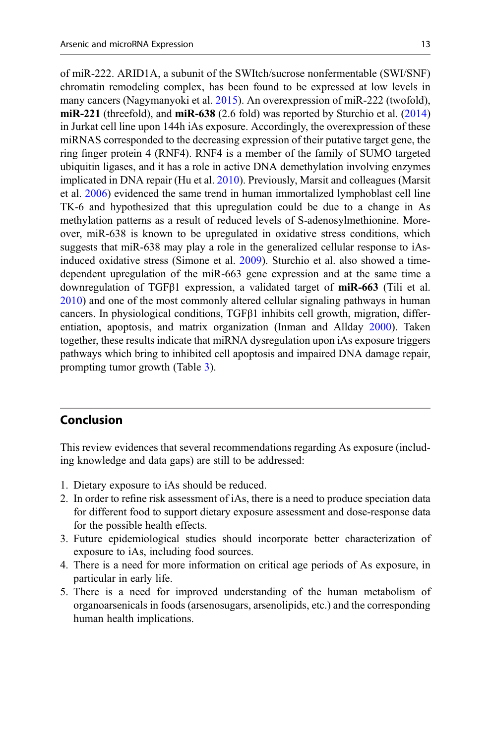of miR-222. ARID1A, a subunit of the SWItch/sucrose nonfermentable (SWI/SNF) chromatin remodeling complex, has been found to be expressed at low levels in many cancers (Nagymanyoki et al. 2015). An overexpression of miR-222 (twofold), **miR-221** (threefold), and **miR-638** (2.6 fold) was reported by Sturchio et al. (2014) in Jurkat cell line upon 144h iAs exposure. Accordingly, the overexpression of these miRNAS corresponded to the decreasing expression of their putative target gene, the ring finger protein 4 (RNF4). RNF4 is a member of the family of SUMO targeted ubiquitin ligases, and it has a role in active DNA demethylation involving enzymes implicated in DNA repair (Hu et al. 2010). Previously, Marsit and colleagues (Marsit et al. 2006) evidenced the same trend in human immortalized lymphoblast cell line TK-6 and hypothesized that this upregulation could be due to a change in As methylation patterns as a result of reduced levels of S-adenosylmethionine. Moreover, miR-638 is known to be upregulated in oxidative stress conditions, which suggests that miR-638 may play a role in the generalized cellular response to iAs-induced oxidative stress (Simone et al. 2009). Sturchio et al. also showed a time-dependent upregulation of the miR-663 gene expression and at the same time a downregulation of TGFβ1 expression, a validated target of **miR-663** (Tili et al. 2010) and one of the most commonly altered cellular signaling pathways in human cancers. In physiological conditions, TGFβ1 inhibits cell growth, migration, differentiation, apoptosis, and matrix organization (Inman and Allday 2000). Taken together, these results indicate that miRNA dysregulation upon iAs exposure triggers pathways which bring to inhibited cell apoptosis and impaired DNA damage repair, prompting tumor growth (Table 3).

## Conclusion

This review evidences that several recommendations regarding As exposure (including knowledge and data gaps) are still to be addressed:

1. Dietary exposure to iAs should be reduced.
2. In order to refine risk assessment of iAs, there is a need to produce speciation data for different food to support dietary exposure assessment and dose-response data for the possible health effects.
3. Future epidemiological studies should incorporate better characterization of exposure to iAs, including food sources.
4. There is a need for more information on critical age periods of As exposure, in particular in early life.
5. There is a need for improved understanding of the human metabolism of organoarsenicals in foods (arsenosugars, arsenolipids, etc.) and the corresponding human health implications.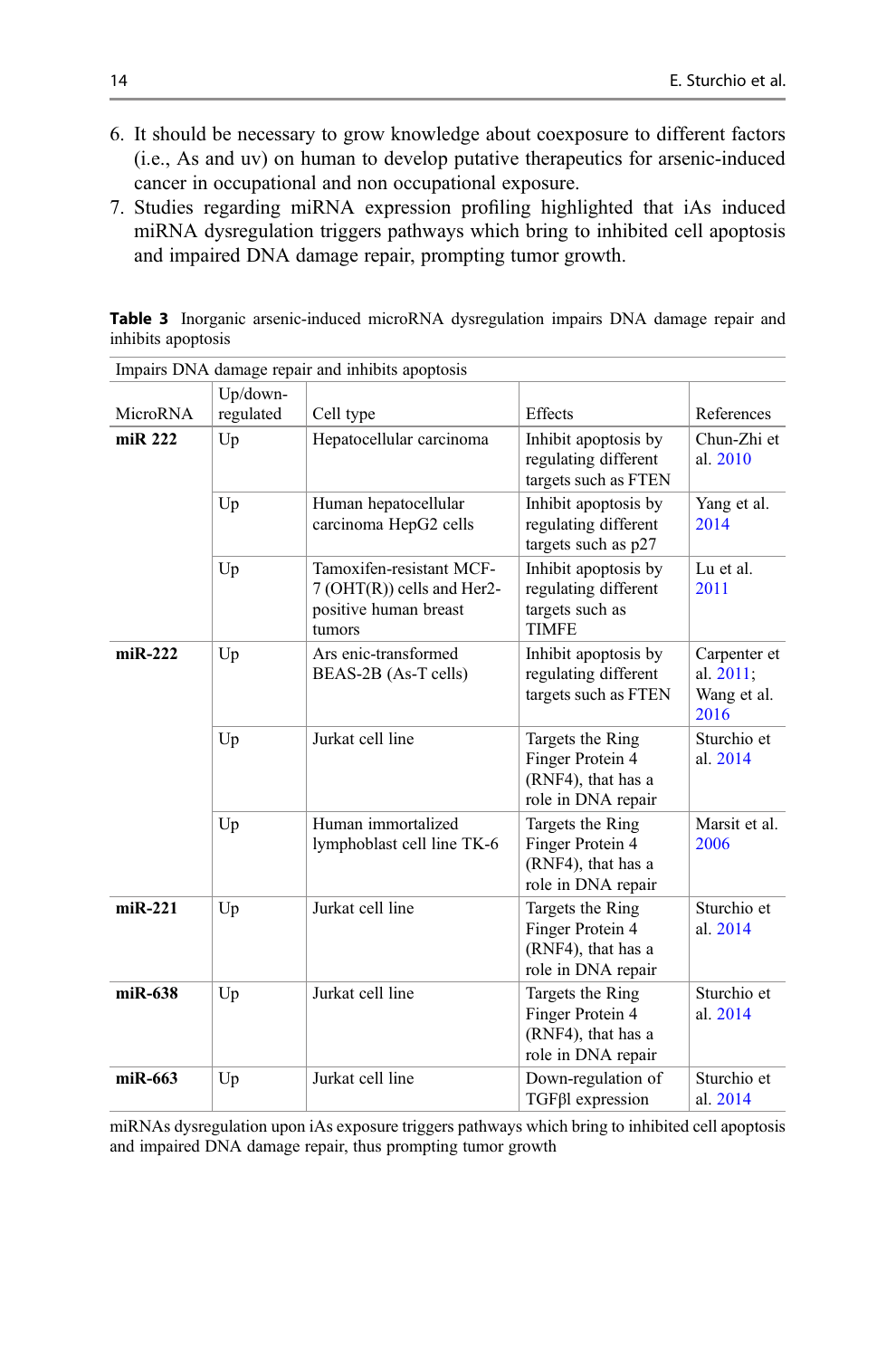6. It should be necessary to grow knowledge about coexposure to different factors (i.e., As and uv) on human to develop putative therapeutics for arsenic-induced cancer in occupational and non occupational exposure.
7. Studies regarding miRNA expression profiling highlighted that iAs induced miRNA dysregulation triggers pathways which bring to inhibited cell apoptosis and impaired DNA damage repair, prompting tumor growth.

**Table 3** Inorganic arsenic-induced microRNA dysregulation impairs DNA damage repair and inhibits apoptosis

| Impairs DNA damage repair and inhibits apoptosis | | | | |
|---|---|---|---|---|
| MicroRNA | Up/down-regulated | Cell type | Effects | References |
| **miR 222** | Up | Hepatocellular carcinoma | Inhibit apoptosis by regulating different targets such as FTEN | Chun-Zhi et al. 2010 |
| | Up | Human hepatocellular carcinoma HepG2 cells | Inhibit apoptosis by regulating different targets such as p27 | Yang et al. 2014 |
| | Up | Tamoxifen-resistant MCF-7 (OHT(R)) cells and Her2-positive human breast tumors | Inhibit apoptosis by regulating different targets such as TIMFE | Lu et al. 2011 |
| **miR-222** | Up | Ars enic-transformed BEAS-2B (As-T cells) | Inhibit apoptosis by regulating different targets such as FTEN | Carpenter et al. 2011; Wang et al. 2016 |
| | Up | Jurkat cell line | Targets the Ring Finger Protein 4 (RNF4), that has a role in DNA repair | Sturchio et al. 2014 |
| | Up | Human immortalized lymphoblast cell line TK-6 | Targets the Ring Finger Protein 4 (RNF4), that has a role in DNA repair | Marsit et al. 2006 |
| **miR-221** | Up | Jurkat cell line | Targets the Ring Finger Protein 4 (RNF4), that has a role in DNA repair | Sturchio et al. 2014 |
| **miR-638** | Up | Jurkat cell line | Targets the Ring Finger Protein 4 (RNF4), that has a role in DNA repair | Sturchio et al. 2014 |
| **miR-663** | Up | Jurkat cell line | Down-regulation of TGFβl expression | Sturchio et al. 2014 |

miRNAs dysregulation upon iAs exposure triggers pathways which bring to inhibited cell apoptosis and impaired DNA damage repair, thus prompting tumor growth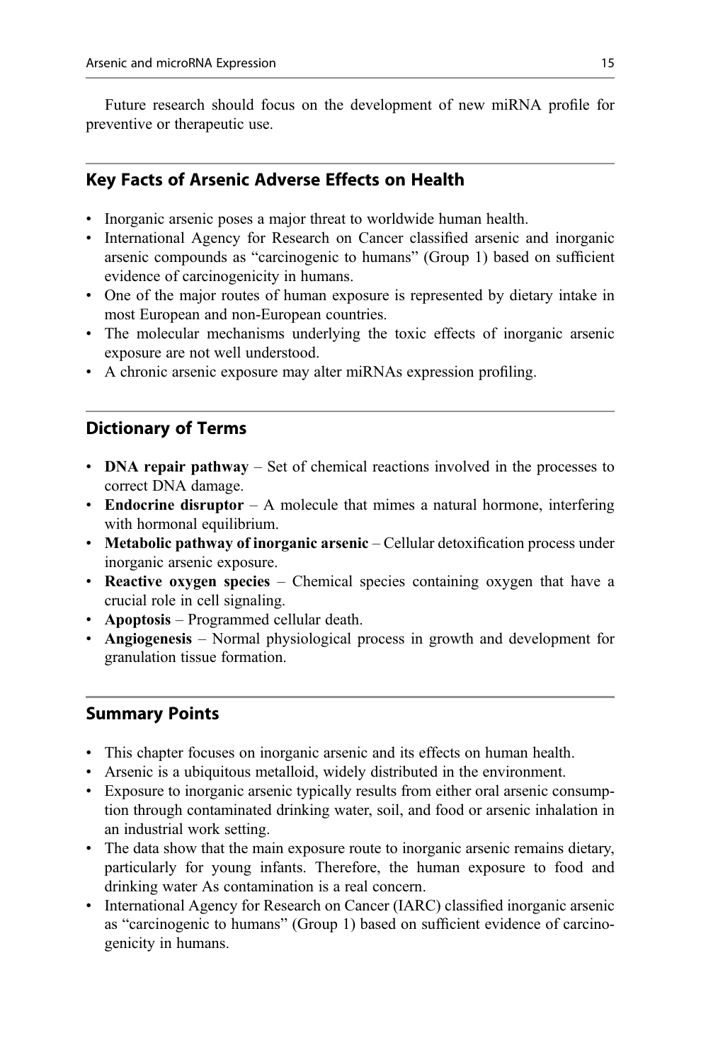Future research should focus on the development of new miRNA profile for preventive or therapeutic use.

## Key Facts of Arsenic Adverse Effects on Health

- Inorganic arsenic poses a major threat to worldwide human health.
- International Agency for Research on Cancer classified arsenic and inorganic arsenic compounds as "carcinogenic to humans" (Group 1) based on sufficient evidence of carcinogenicity in humans.
- One of the major routes of human exposure is represented by dietary intake in most European and non-European countries.
- The molecular mechanisms underlying the toxic effects of inorganic arsenic exposure are not well understood.
- A chronic arsenic exposure may alter miRNAs expression profiling.

## Dictionary of Terms

- **DNA repair pathway** – Set of chemical reactions involved in the processes to correct DNA damage.
- **Endocrine disruptor** – A molecule that mimes a natural hormone, interfering with hormonal equilibrium.
- **Metabolic pathway of inorganic arsenic** – Cellular detoxification process under inorganic arsenic exposure.
- **Reactive oxygen species** – Chemical species containing oxygen that have a crucial role in cell signaling.
- **Apoptosis** – Programmed cellular death.
- **Angiogenesis** – Normal physiological process in growth and development for granulation tissue formation.

## Summary Points

- This chapter focuses on inorganic arsenic and its effects on human health.
- Arsenic is a ubiquitous metalloid, widely distributed in the environment.
- Exposure to inorganic arsenic typically results from either oral arsenic consumption through contaminated drinking water, soil, and food or arsenic inhalation in an industrial work setting.
- The data show that the main exposure route to inorganic arsenic remains dietary, particularly for young infants. Therefore, the human exposure to food and drinking water As contamination is a real concern.
- International Agency for Research on Cancer (IARC) classified inorganic arsenic as "carcinogenic to humans" (Group 1) based on sufficient evidence of carcinogenicity in humans.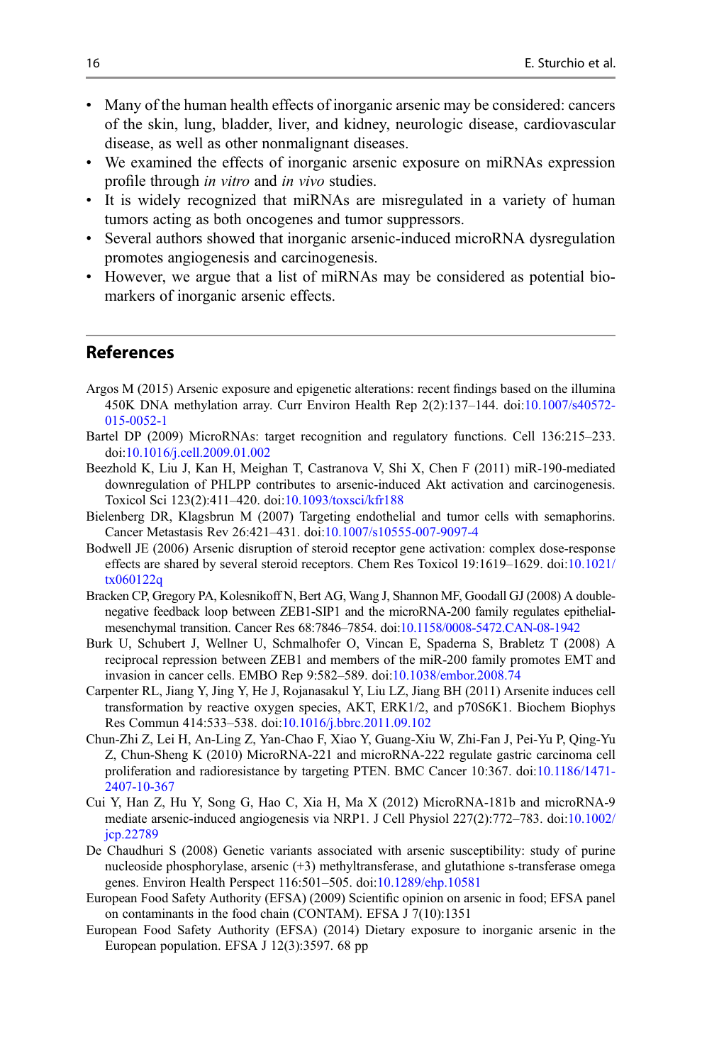- Many of the human health effects of inorganic arsenic may be considered: cancers of the skin, lung, bladder, liver, and kidney, neurologic disease, cardiovascular disease, as well as other nonmalignant diseases.
- We examined the effects of inorganic arsenic exposure on miRNAs expression profile through *in vitro* and *in vivo* studies.
- It is widely recognized that miRNAs are misregulated in a variety of human tumors acting as both oncogenes and tumor suppressors.
- Several authors showed that inorganic arsenic-induced microRNA dysregulation promotes angiogenesis and carcinogenesis.
- However, we argue that a list of miRNAs may be considered as potential biomarkers of inorganic arsenic effects.

## References

Argos M (2015) Arsenic exposure and epigenetic alterations: recent findings based on the illumina 450K DNA methylation array. Curr Environ Health Rep 2(2):137–144. doi:10.1007/s40572-015-0052-1

Bartel DP (2009) MicroRNAs: target recognition and regulatory functions. Cell 136:215–233. doi:10.1016/j.cell.2009.01.002

Beezhold K, Liu J, Kan H, Meighan T, Castranova V, Shi X, Chen F (2011) miR-190-mediated downregulation of PHLPP contributes to arsenic-induced Akt activation and carcinogenesis. Toxicol Sci 123(2):411–420. doi:10.1093/toxsci/kfr188

Bielenberg DR, Klagsbrun M (2007) Targeting endothelial and tumor cells with semaphorins. Cancer Metastasis Rev 26:421–431. doi:10.1007/s10555-007-9097-4

Bodwell JE (2006) Arsenic disruption of steroid receptor gene activation: complex dose-response effects are shared by several steroid receptors. Chem Res Toxicol 19:1619–1629. doi:10.1021/tx060122q

Bracken CP, Gregory PA, Kolesnikoff N, Bert AG, Wang J, Shannon MF, Goodall GJ (2008) A double-negative feedback loop between ZEB1-SIP1 and the microRNA-200 family regulates epithelial-mesenchymal transition. Cancer Res 68:7846–7854. doi:10.1158/0008-5472.CAN-08-1942

Burk U, Schubert J, Wellner U, Schmalhofer O, Vincan E, Spaderna S, Brabletz T (2008) A reciprocal repression between ZEB1 and members of the miR-200 family promotes EMT and invasion in cancer cells. EMBO Rep 9:582–589. doi:10.1038/embor.2008.74

Carpenter RL, Jiang Y, Jing Y, He J, Rojanasakul Y, Liu LZ, Jiang BH (2011) Arsenite induces cell transformation by reactive oxygen species, AKT, ERK1/2, and p70S6K1. Biochem Biophys Res Commun 414:533–538. doi:10.1016/j.bbrc.2011.09.102

Chun-Zhi Z, Lei H, An-Ling Z, Yan-Chao F, Xiao Y, Guang-Xiu W, Zhi-Fan J, Pei-Yu P, Qing-Yu Z, Chun-Sheng K (2010) MicroRNA-221 and microRNA-222 regulate gastric carcinoma cell proliferation and radioresistance by targeting PTEN. BMC Cancer 10:367. doi:10.1186/1471-2407-10-367

Cui Y, Han Z, Hu Y, Song G, Hao C, Xia H, Ma X (2012) MicroRNA-181b and microRNA-9 mediate arsenic-induced angiogenesis via NRP1. J Cell Physiol 227(2):772–783. doi:10.1002/jcp.22789

De Chaudhuri S (2008) Genetic variants associated with arsenic susceptibility: study of purine nucleoside phosphorylase, arsenic (+3) methyltransferase, and glutathione s-transferase omega genes. Environ Health Perspect 116:501–505. doi:10.1289/ehp.10581

European Food Safety Authority (EFSA) (2009) Scientific opinion on arsenic in food; EFSA panel on contaminants in the food chain (CONTAM). EFSA J 7(10):1351

European Food Safety Authority (EFSA) (2014) Dietary exposure to inorganic arsenic in the European population. EFSA J 12(3):3597. 68 pp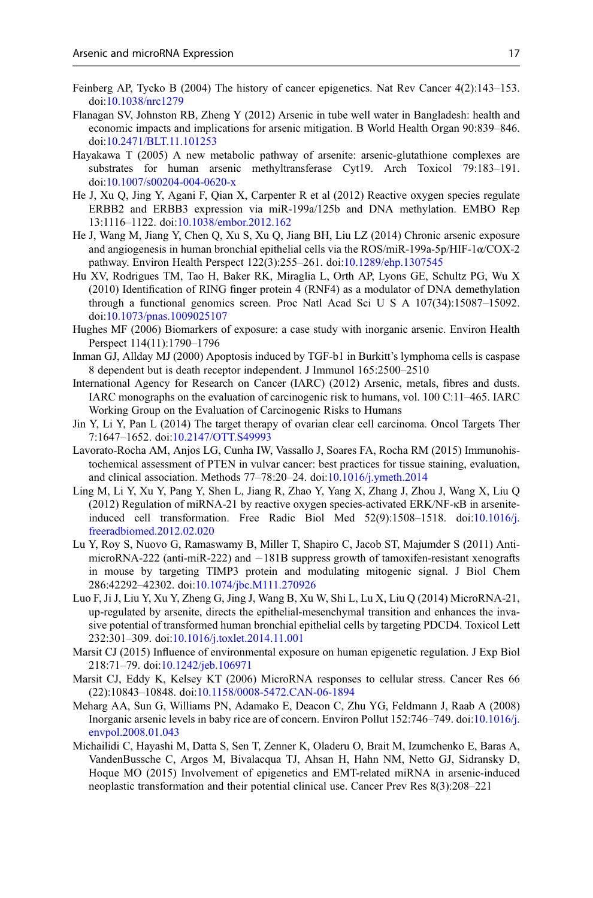Feinberg AP, Tycko B (2004) The history of cancer epigenetics. Nat Rev Cancer 4(2):143–153. doi:10.1038/nrc1279

Flanagan SV, Johnston RB, Zheng Y (2012) Arsenic in tube well water in Bangladesh: health and economic impacts and implications for arsenic mitigation. B World Health Organ 90:839–846. doi:10.2471/BLT.11.101253

Hayakawa T (2005) A new metabolic pathway of arsenite: arsenic-glutathione complexes are substrates for human arsenic methyltransferase Cyt19. Arch Toxicol 79:183–191. doi:10.1007/s00204-004-0620-x

He J, Xu Q, Jing Y, Agani F, Qian X, Carpenter R et al (2012) Reactive oxygen species regulate ERBB2 and ERBB3 expression via miR-199a/125b and DNA methylation. EMBO Rep 13:1116–1122. doi:10.1038/embor.2012.162

He J, Wang M, Jiang Y, Chen Q, Xu S, Xu Q, Jiang BH, Liu LZ (2014) Chronic arsenic exposure and angiogenesis in human bronchial epithelial cells via the ROS/miR-199a-5p/HIF-1α/COX-2 pathway. Environ Health Perspect 122(3):255–261. doi:10.1289/ehp.1307545

Hu XV, Rodrigues TM, Tao H, Baker RK, Miraglia L, Orth AP, Lyons GE, Schultz PG, Wu X (2010) Identification of RING finger protein 4 (RNF4) as a modulator of DNA demethylation through a functional genomics screen. Proc Natl Acad Sci U S A 107(34):15087–15092. doi:10.1073/pnas.1009025107

Hughes MF (2006) Biomarkers of exposure: a case study with inorganic arsenic. Environ Health Perspect 114(11):1790–1796

Inman GJ, Allday MJ (2000) Apoptosis induced by TGF-b1 in Burkitt's lymphoma cells is caspase 8 dependent but is death receptor independent. J Immunol 165:2500–2510

International Agency for Research on Cancer (IARC) (2012) Arsenic, metals, fibres and dusts. IARC monographs on the evaluation of carcinogenic risk to humans, vol. 100 C:11–465. IARC Working Group on the Evaluation of Carcinogenic Risks to Humans

Jin Y, Li Y, Pan L (2014) The target therapy of ovarian clear cell carcinoma. Oncol Targets Ther 7:1647–1652. doi:10.2147/OTT.S49993

Lavorato-Rocha AM, Anjos LG, Cunha IW, Vassallo J, Soares FA, Rocha RM (2015) Immunohistochemical assessment of PTEN in vulvar cancer: best practices for tissue staining, evaluation, and clinical association. Methods 77–78:20–24. doi:10.1016/j.ymeth.2014

Ling M, Li Y, Xu Y, Pang Y, Shen L, Jiang R, Zhao Y, Yang X, Zhang J, Zhou J, Wang X, Liu Q (2012) Regulation of miRNA-21 by reactive oxygen species-activated ERK/NF-κB in arsenite-induced cell transformation. Free Radic Biol Med 52(9):1508–1518. doi:10.1016/j.freeradbiomed.2012.02.020

Lu Y, Roy S, Nuovo G, Ramaswamy B, Miller T, Shapiro C, Jacob ST, Majumder S (2011) Anti-microRNA-222 (anti-miR-222) and −181B suppress growth of tamoxifen-resistant xenografts in mouse by targeting TIMP3 protein and modulating mitogenic signal. J Biol Chem 286:42292–42302. doi:10.1074/jbc.M111.270926

Luo F, Ji J, Liu Y, Xu Y, Zheng G, Jing J, Wang B, Xu W, Shi L, Lu X, Liu Q (2014) MicroRNA-21, up-regulated by arsenite, directs the epithelial-mesenchymal transition and enhances the invasive potential of transformed human bronchial epithelial cells by targeting PDCD4. Toxicol Lett 232:301–309. doi:10.1016/j.toxlet.2014.11.001

Marsit CJ (2015) Influence of environmental exposure on human epigenetic regulation. J Exp Biol 218:71–79. doi:10.1242/jeb.106971

Marsit CJ, Eddy K, Kelsey KT (2006) MicroRNA responses to cellular stress. Cancer Res 66 (22):10843–10848. doi:10.1158/0008-5472.CAN-06-1894

Meharg AA, Sun G, Williams PN, Adamako E, Deacon C, Zhu YG, Feldmann J, Raab A (2008) Inorganic arsenic levels in baby rice are of concern. Environ Pollut 152:746–749. doi:10.1016/j.envpol.2008.01.043

Michailidi C, Hayashi M, Datta S, Sen T, Zenner K, Oladeru O, Brait M, Izumchenko E, Baras A, VandenBussche C, Argos M, Bivalacqua TJ, Ahsan H, Hahn NM, Netto GJ, Sidransky D, Hoque MO (2015) Involvement of epigenetics and EMT-related miRNA in arsenic-induced neoplastic transformation and their potential clinical use. Cancer Prev Res 8(3):208–221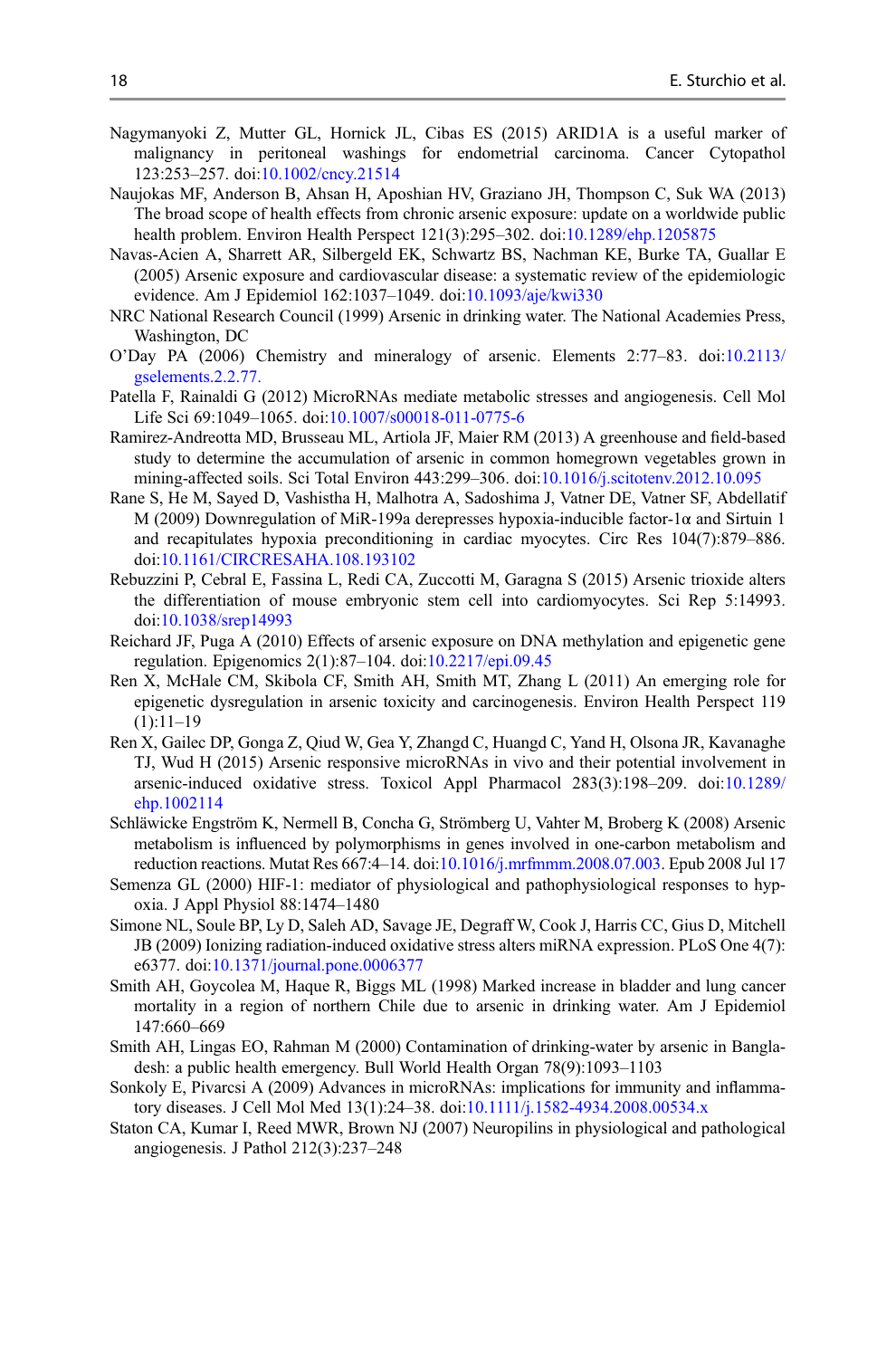Nagymanyoki Z, Mutter GL, Hornick JL, Cibas ES (2015) ARID1A is a useful marker of malignancy in peritoneal washings for endometrial carcinoma. Cancer Cytopathol 123:253–257. doi:10.1002/cncy.21514

Naujokas MF, Anderson B, Ahsan H, Aposhian HV, Graziano JH, Thompson C, Suk WA (2013) The broad scope of health effects from chronic arsenic exposure: update on a worldwide public health problem. Environ Health Perspect 121(3):295–302. doi:10.1289/ehp.1205875

Navas-Acien A, Sharrett AR, Silbergeld EK, Schwartz BS, Nachman KE, Burke TA, Guallar E (2005) Arsenic exposure and cardiovascular disease: a systematic review of the epidemiologic evidence. Am J Epidemiol 162:1037–1049. doi:10.1093/aje/kwi330

NRC National Research Council (1999) Arsenic in drinking water. The National Academies Press, Washington, DC

O'Day PA (2006) Chemistry and mineralogy of arsenic. Elements 2:77–83. doi:10.2113/gselements.2.2.77.

Patella F, Rainaldi G (2012) MicroRNAs mediate metabolic stresses and angiogenesis. Cell Mol Life Sci 69:1049–1065. doi:10.1007/s00018-011-0775-6

Ramirez-Andreotta MD, Brusseau ML, Artiola JF, Maier RM (2013) A greenhouse and field-based study to determine the accumulation of arsenic in common homegrown vegetables grown in mining-affected soils. Sci Total Environ 443:299–306. doi:10.1016/j.scitotenv.2012.10.095

Rane S, He M, Sayed D, Vashistha H, Malhotra A, Sadoshima J, Vatner DE, Vatner SF, Abdellatif M (2009) Downregulation of MiR-199a derepresses hypoxia-inducible factor-1α and Sirtuin 1 and recapitulates hypoxia preconditioning in cardiac myocytes. Circ Res 104(7):879–886. doi:10.1161/CIRCRESAHA.108.193102

Rebuzzini P, Cebral E, Fassina L, Redi CA, Zuccotti M, Garagna S (2015) Arsenic trioxide alters the differentiation of mouse embryonic stem cell into cardiomyocytes. Sci Rep 5:14993. doi:10.1038/srep14993

Reichard JF, Puga A (2010) Effects of arsenic exposure on DNA methylation and epigenetic gene regulation. Epigenomics 2(1):87–104. doi:10.2217/epi.09.45

Ren X, McHale CM, Skibola CF, Smith AH, Smith MT, Zhang L (2011) An emerging role for epigenetic dysregulation in arsenic toxicity and carcinogenesis. Environ Health Perspect 119 (1):11–19

Ren X, Gailec DP, Gonga Z, Qiud W, Gea Y, Zhangd C, Huangd C, Yand H, Olsona JR, Kavanaghe TJ, Wud H (2015) Arsenic responsive microRNAs in vivo and their potential involvement in arsenic-induced oxidative stress. Toxicol Appl Pharmacol 283(3):198–209. doi:10.1289/ehp.1002114

Schläwicke Engström K, Nermell B, Concha G, Strömberg U, Vahter M, Broberg K (2008) Arsenic metabolism is influenced by polymorphisms in genes involved in one-carbon metabolism and reduction reactions. Mutat Res 667:4–14. doi:10.1016/j.mrfmmm.2008.07.003. Epub 2008 Jul 17

Semenza GL (2000) HIF-1: mediator of physiological and pathophysiological responses to hypoxia. J Appl Physiol 88:1474–1480

Simone NL, Soule BP, Ly D, Saleh AD, Savage JE, Degraff W, Cook J, Harris CC, Gius D, Mitchell JB (2009) Ionizing radiation-induced oxidative stress alters miRNA expression. PLoS One 4(7): e6377. doi:10.1371/journal.pone.0006377

Smith AH, Goycolea M, Haque R, Biggs ML (1998) Marked increase in bladder and lung cancer mortality in a region of northern Chile due to arsenic in drinking water. Am J Epidemiol 147:660–669

Smith AH, Lingas EO, Rahman M (2000) Contamination of drinking-water by arsenic in Bangladesh: a public health emergency. Bull World Health Organ 78(9):1093–1103

Sonkoly E, Pivarcsi A (2009) Advances in microRNAs: implications for immunity and inflammatory diseases. J Cell Mol Med 13(1):24–38. doi:10.1111/j.1582-4934.2008.00534.x

Staton CA, Kumar I, Reed MWR, Brown NJ (2007) Neuropilins in physiological and pathological angiogenesis. J Pathol 212(3):237–248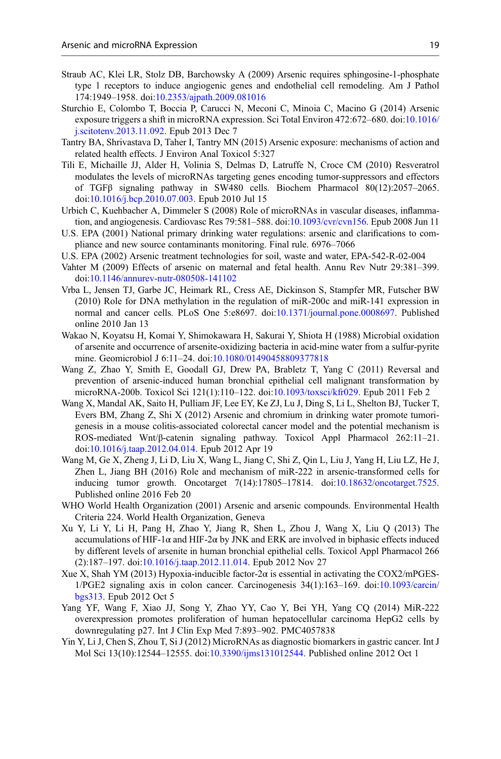Straub AC, Klei LR, Stolz DB, Barchowsky A (2009) Arsenic requires sphingosine-1-phosphate type 1 receptors to induce angiogenic genes and endothelial cell remodeling. Am J Pathol 174:1949–1958. doi:10.2353/ajpath.2009.081016

Sturchio E, Colombo T, Boccia P, Carucci N, Meconi C, Minoia C, Macino G (2014) Arsenic exposure triggers a shift in microRNA expression. Sci Total Environ 472:672–680. doi:10.1016/j.scitotenv.2013.11.092. Epub 2013 Dec 7

Tantry BA, Shrivastava D, Taher I, Tantry MN (2015) Arsenic exposure: mechanisms of action and related health effects. J Environ Anal Toxicol 5:327

Tili E, Michaille JJ, Alder H, Volinia S, Delmas D, Latruffe N, Croce CM (2010) Resveratrol modulates the levels of microRNAs targeting genes encoding tumor-suppressors and effectors of TGFβ signaling pathway in SW480 cells. Biochem Pharmacol 80(12):2057–2065. doi:10.1016/j.bcp.2010.07.003. Epub 2010 Jul 15

Urbich C, Kuehbacher A, Dimmeler S (2008) Role of microRNAs in vascular diseases, inflammation, and angiogenesis. Cardiovasc Res 79:581–588. doi:10.1093/cvr/cvn156. Epub 2008 Jun 11

U.S. EPA (2001) National primary drinking water regulations: arsenic and clarifications to compliance and new source contaminants monitoring. Final rule. 6976–7066

U.S. EPA (2002) Arsenic treatment technologies for soil, waste and water, EPA-542-R-02-004

Vahter M (2009) Effects of arsenic on maternal and fetal health. Annu Rev Nutr 29:381–399. doi:10.1146/annurev-nutr-080508-141102

Vrba L, Jensen TJ, Garbe JC, Heimark RL, Cress AE, Dickinson S, Stampfer MR, Futscher BW (2010) Role for DNA methylation in the regulation of miR-200c and miR-141 expression in normal and cancer cells. PLoS One 5:e8697. doi:10.1371/journal.pone.0008697. Published online 2010 Jan 13

Wakao N, Koyatsu H, Komai Y, Shimokawara H, Sakurai Y, Shiota H (1988) Microbial oxidation of arsenite and occurrence of arsenite-oxidizing bacteria in acid-mine water from a sulfur-pyrite mine. Geomicrobiol J 6:11–24. doi:10.1080/01490458809377818

Wang Z, Zhao Y, Smith E, Goodall GJ, Drew PA, Brabletz T, Yang C (2011) Reversal and prevention of arsenic-induced human bronchial epithelial cell malignant transformation by microRNA-200b. Toxicol Sci 121(1):110–122. doi:10.1093/toxsci/kfr029. Epub 2011 Feb 2

Wang X, Mandal AK, Saito H, Pulliam JF, Lee EY, Ke ZJ, Lu J, Ding S, Li L, Shelton BJ, Tucker T, Evers BM, Zhang Z, Shi X (2012) Arsenic and chromium in drinking water promote tumorigenesis in a mouse colitis-associated colorectal cancer model and the potential mechanism is ROS-mediated Wnt/β-catenin signaling pathway. Toxicol Appl Pharmacol 262:11–21. doi:10.1016/j.taap.2012.04.014. Epub 2012 Apr 19

Wang M, Ge X, Zheng J, Li D, Liu X, Wang L, Jiang C, Shi Z, Qin L, Liu J, Yang H, Liu LZ, He J, Zhen L, Jiang BH (2016) Role and mechanism of miR-222 in arsenic-transformed cells for inducing tumor growth. Oncotarget 7(14):17805–17814. doi:10.18632/oncotarget.7525. Published online 2016 Feb 20

WHO World Health Organization (2001) Arsenic and arsenic compounds. Environmental Health Criteria 224. World Health Organization, Geneva

Xu Y, Li Y, Li H, Pang H, Zhao Y, Jiang R, Shen L, Zhou J, Wang X, Liu Q (2013) The accumulations of HIF-1α and HIF-2α by JNK and ERK are involved in biphasic effects induced by different levels of arsenite in human bronchial epithelial cells. Toxicol Appl Pharmacol 266(2):187–197. doi:10.1016/j.taap.2012.11.014. Epub 2012 Nov 27

Xue X, Shah YM (2013) Hypoxia-inducible factor-2α is essential in activating the COX2/mPGES-1/PGE2 signaling axis in colon cancer. Carcinogenesis 34(1):163–169. doi:10.1093/carcin/bgs313. Epub 2012 Oct 5

Yang YF, Wang F, Xiao JJ, Song Y, Zhao YY, Cao Y, Bei YH, Yang CQ (2014) MiR-222 overexpression promotes proliferation of human hepatocellular carcinoma HepG2 cells by downregulating p27. Int J Clin Exp Med 7:893–902. PMC4057838

Yin Y, Li J, Chen S, Zhou T, Si J (2012) MicroRNAs as diagnostic biomarkers in gastric cancer. Int J Mol Sci 13(10):12544–12555. doi:10.3390/ijms131012544. Published online 2012 Oct 1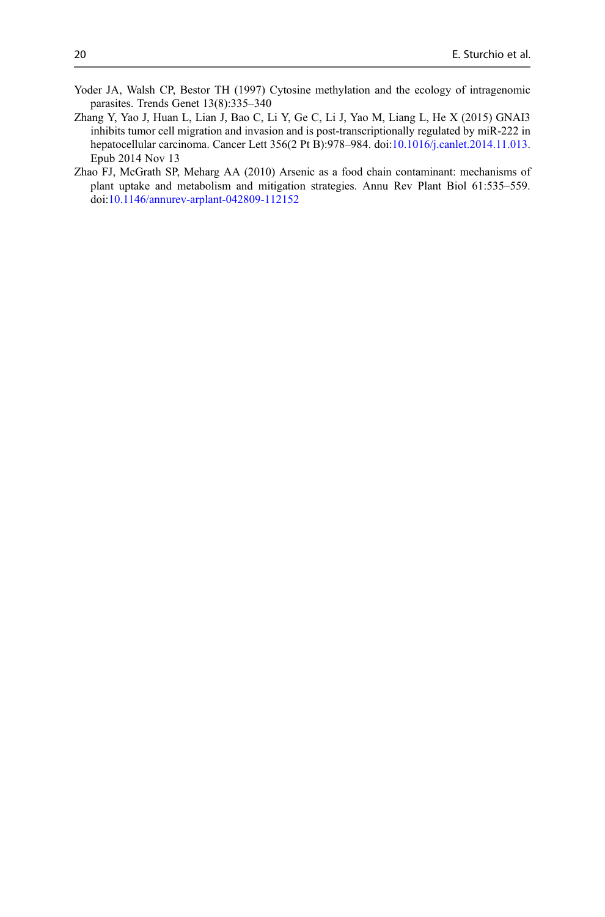Yoder JA, Walsh CP, Bestor TH (1997) Cytosine methylation and the ecology of intragenomic parasites. Trends Genet 13(8):335–340

Zhang Y, Yao J, Huan L, Lian J, Bao C, Li Y, Ge C, Li J, Yao M, Liang L, He X (2015) GNAI3 inhibits tumor cell migration and invasion and is post-transcriptionally regulated by miR-222 in hepatocellular carcinoma. Cancer Lett 356(2 Pt B):978–984. doi:10.1016/j.canlet.2014.11.013. Epub 2014 Nov 13

Zhao FJ, McGrath SP, Meharg AA (2010) Arsenic as a food chain contaminant: mechanisms of plant uptake and metabolism and mitigation strategies. Annu Rev Plant Biol 61:535–559. doi:10.1146/annurev-arplant-042809-112152